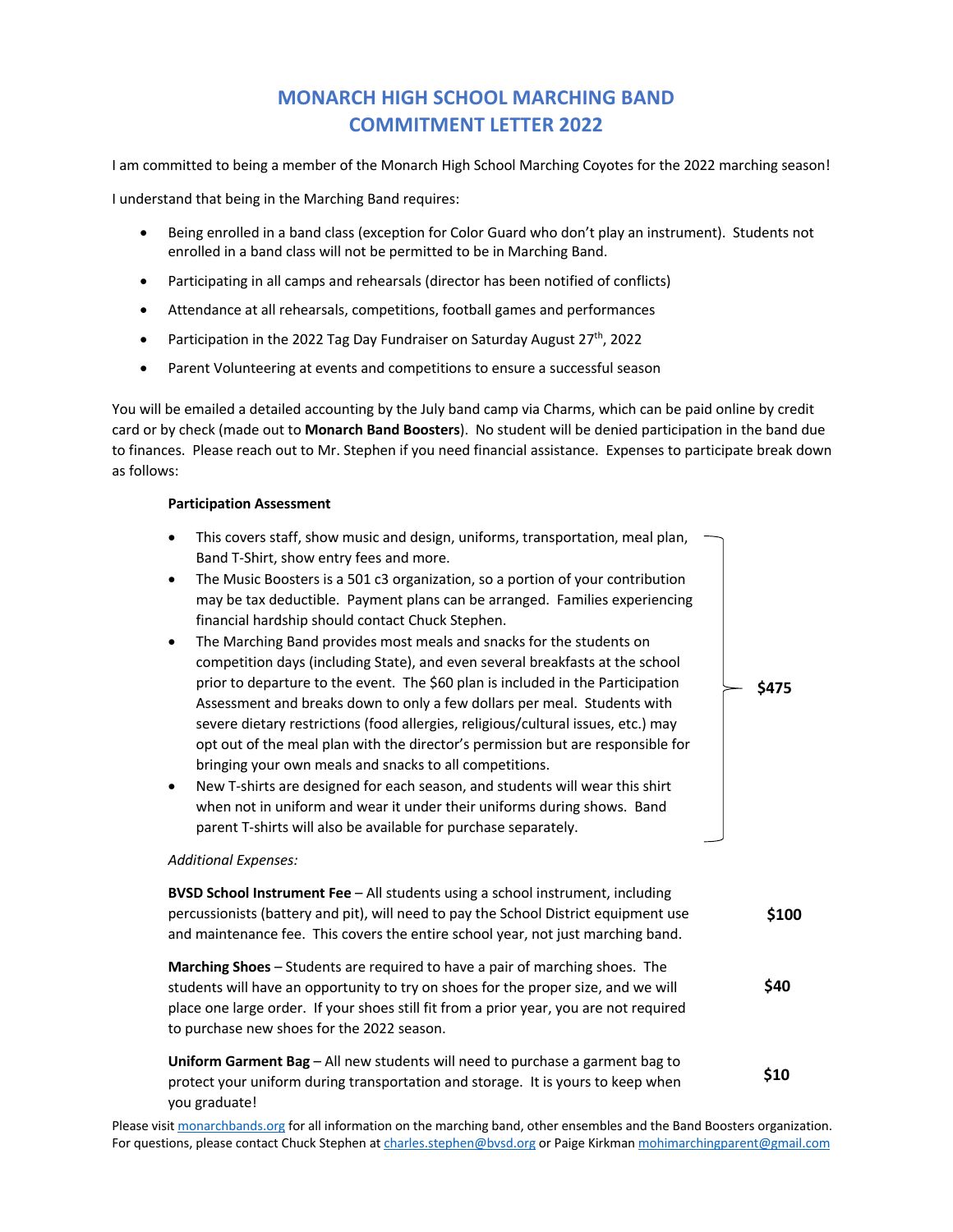# MONARCH HIGH SCHOOL MARCHING BAND
# COMMITMENT LETTER 2022

I am committed to being a member of the Monarch High School Marching Coyotes for the 2022 marching season!

I understand that being in the Marching Band requires:

- Being enrolled in a band class (exception for Color Guard who don't play an instrument). Students not enrolled in a band class will not be permitted to be in Marching Band.
- Participating in all camps and rehearsals (director has been notified of conflicts)
- Attendance at all rehearsals, competitions, football games and performances
- Participation in the 2022 Tag Day Fundraiser on Saturday August 27th, 2022
- Parent Volunteering at events and competitions to ensure a successful season

You will be emailed a detailed accounting by the July band camp via Charms, which can be paid online by credit card or by check (made out to **Monarch Band Boosters**). No student will be denied participation in the band due to finances. Please reach out to Mr. Stephen if you need financial assistance. Expenses to participate break down as follows:

**Participation Assessment** — **$475**

- This covers staff, show music and design, uniforms, transportation, meal plan, Band T-Shirt, show entry fees and more.
- The Music Boosters is a 501 c3 organization, so a portion of your contribution may be tax deductible. Payment plans can be arranged. Families experiencing financial hardship should contact Chuck Stephen.
- The Marching Band provides most meals and snacks for the students on competition days (including State), and even several breakfasts at the school prior to departure to the event. The $60 plan is included in the Participation Assessment and breaks down to only a few dollars per meal. Students with severe dietary restrictions (food allergies, religious/cultural issues, etc.) may opt out of the meal plan with the director's permission but are responsible for bringing your own meals and snacks to all competitions.
- New T-shirts are designed for each season, and students will wear this shirt when not in uniform and wear it under their uniforms during shows. Band parent T-shirts will also be available for purchase separately.

*Additional Expenses:*

**BVSD School Instrument Fee** – All students using a school instrument, including percussionists (battery and pit), will need to pay the School District equipment use and maintenance fee. This covers the entire school year, not just marching band. — **$100**

**Marching Shoes** – Students are required to have a pair of marching shoes. The students will have an opportunity to try on shoes for the proper size, and we will place one large order. If your shoes still fit from a prior year, you are not required to purchase new shoes for the 2022 season. — **$40**

**Uniform Garment Bag** – All new students will need to purchase a garment bag to protect your uniform during transportation and storage. It is yours to keep when you graduate! — **$10**

Please visit monarchbands.org for all information on the marching band, other ensembles and the Band Boosters organization. For questions, please contact Chuck Stephen at charles.stephen@bvsd.org or Paige Kirkman mohimarchingparent@gmail.com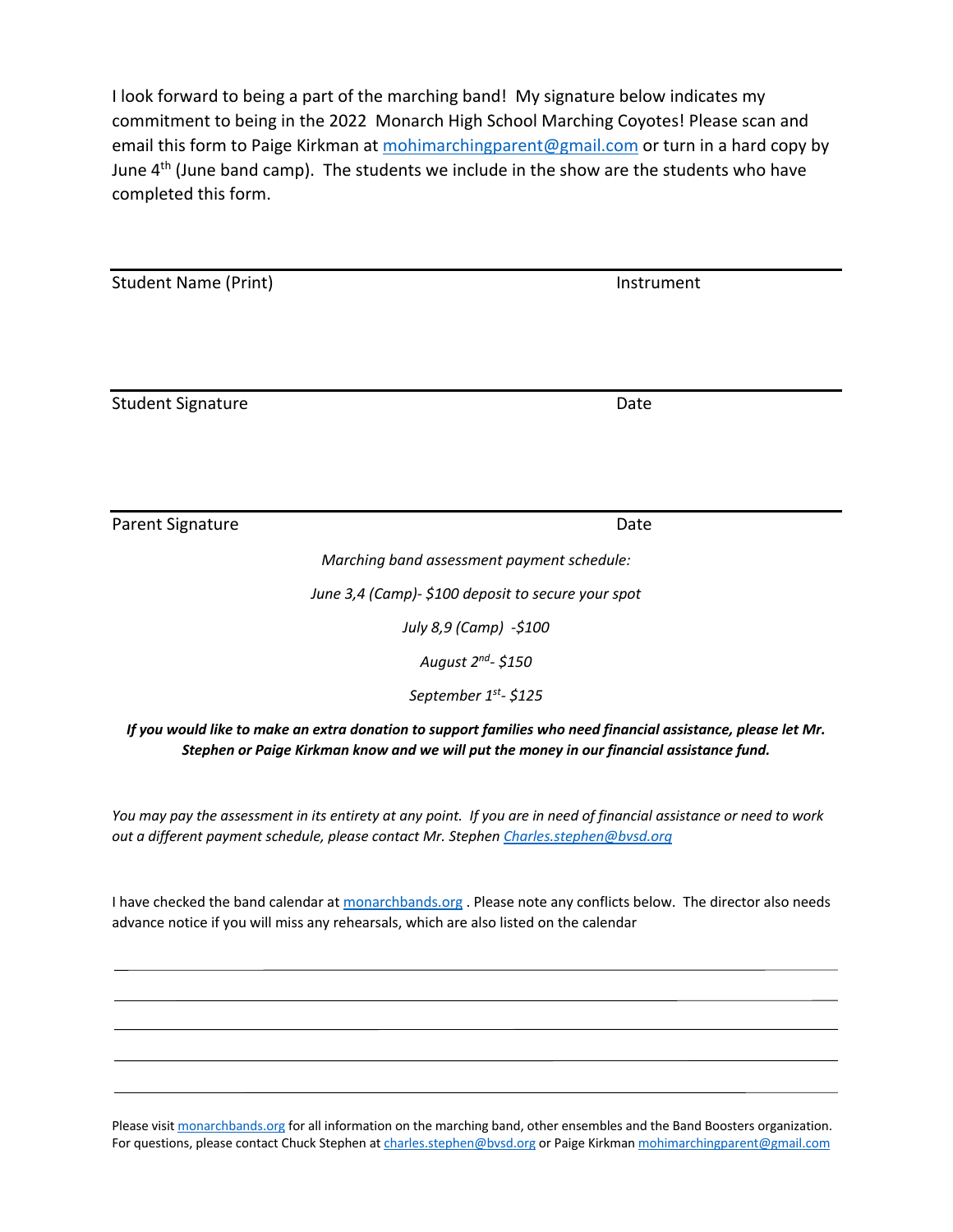I look forward to being a part of the marching band! My signature below indicates my commitment to being in the 2022 Monarch High School Marching Coyotes! Please scan and email this form to Paige Kirkman at mohimarchingparent@gmail.com or turn in a hard copy by June 4th (June band camp). The students we include in the show are the students who have completed this form.

______________________________________________________________________

Student Name (Print) Instrument

______________________________________________________________________

Student Signature Date

______________________________________________________________________

Parent Signature Date

*Marching band assessment payment schedule:*

*June 3,4 (Camp)- $100 deposit to secure your spot*

*July 8,9 (Camp) -$100*

*August 2nd- $150*

*September 1st- $125*

***If you would like to make an extra donation to support families who need financial assistance, please let Mr. Stephen or Paige Kirkman know and we will put the money in our financial assistance fund.***

*You may pay the assessment in its entirety at any point. If you are in need of financial assistance or need to work out a different payment schedule, please contact Mr. Stephen Charles.stephen@bvsd.org*

I have checked the band calendar at monarchbands.org . Please note any conflicts below. The director also needs advance notice if you will miss any rehearsals, which are also listed on the calendar

______________________________________________________________________

______________________________________________________________________

______________________________________________________________________

______________________________________________________________________

______________________________________________________________________

Please visit monarchbands.org for all information on the marching band, other ensembles and the Band Boosters organization. For questions, please contact Chuck Stephen at charles.stephen@bvsd.org or Paige Kirkman mohimarchingparent@gmail.com